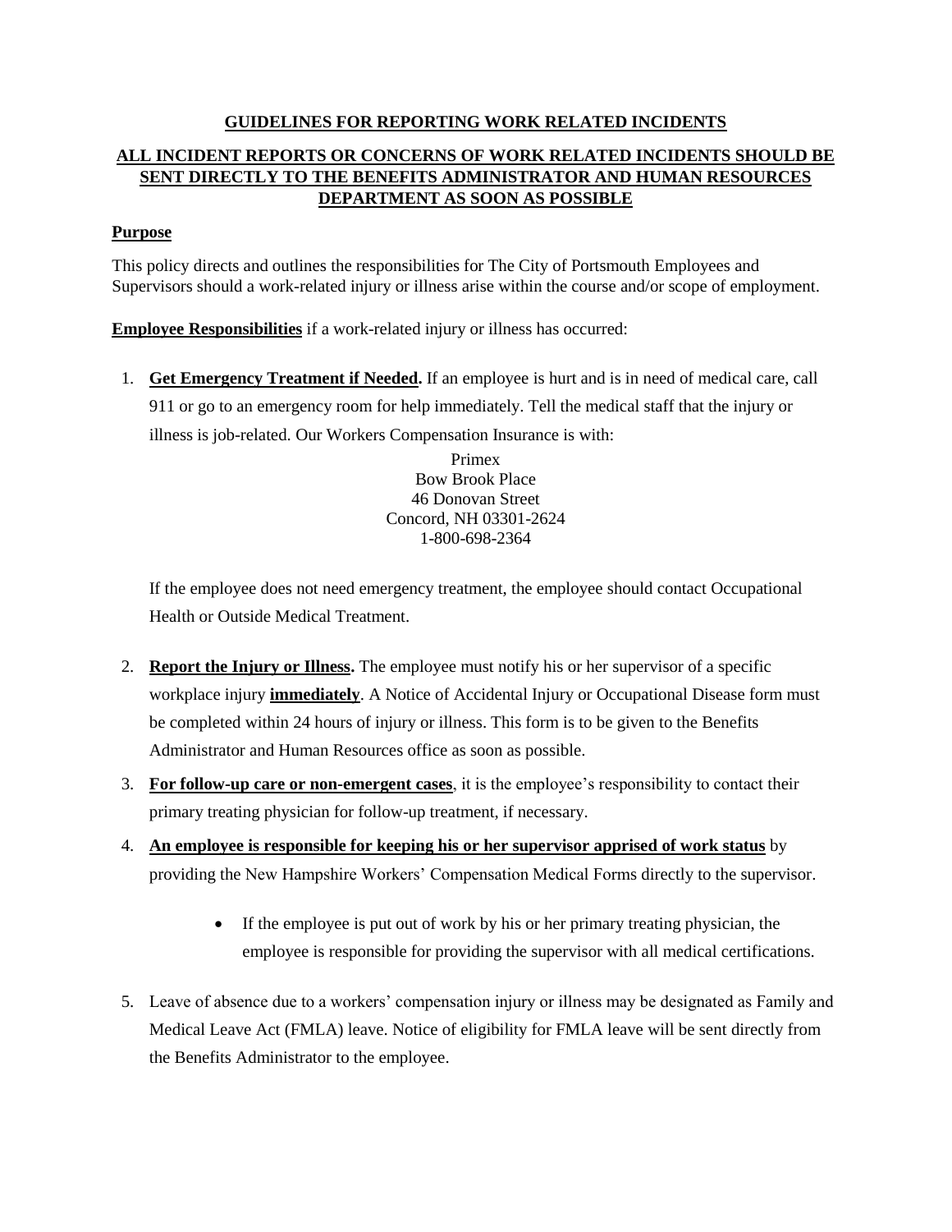## GUIDELINES FOR REPORTING WORK RELATED INCIDENTS

## ALL INCIDENT REPORTS OR CONCERNS OF WORK RELATED INCIDENTS SHOULD BE SENT DIRECTLY TO THE BENEFITS ADMINISTRATOR AND HUMAN RESOURCES DEPARTMENT AS SOON AS POSSIBLE

### Purpose

This policy directs and outlines the responsibilities for The City of Portsmouth Employees and Supervisors should a work-related injury or illness arise within the course and/or scope of employment.

**Employee Responsibilities** if a work-related injury or illness has occurred:

1. **Get Emergency Treatment if Needed.** If an employee is hurt and is in need of medical care, call 911 or go to an emergency room for help immediately. Tell the medical staff that the injury or illness is job-related. Our Workers Compensation Insurance is with:

   Primex
   Bow Brook Place
   46 Donovan Street
   Concord, NH 03301-2624
   1-800-698-2364

   If the employee does not need emergency treatment, the employee should contact Occupational Health or Outside Medical Treatment.

2. **Report the Injury or Illness.** The employee must notify his or her supervisor of a specific workplace injury **immediately**. A Notice of Accidental Injury or Occupational Disease form must be completed within 24 hours of injury or illness. This form is to be given to the Benefits Administrator and Human Resources office as soon as possible.

3. **For follow-up care or non-emergent cases**, it is the employee's responsibility to contact their primary treating physician for follow-up treatment, if necessary.

4. **An employee is responsible for keeping his or her supervisor apprised of work status** by providing the New Hampshire Workers' Compensation Medical Forms directly to the supervisor.

   - If the employee is put out of work by his or her primary treating physician, the employee is responsible for providing the supervisor with all medical certifications.

5. Leave of absence due to a workers' compensation injury or illness may be designated as Family and Medical Leave Act (FMLA) leave. Notice of eligibility for FMLA leave will be sent directly from the Benefits Administrator to the employee.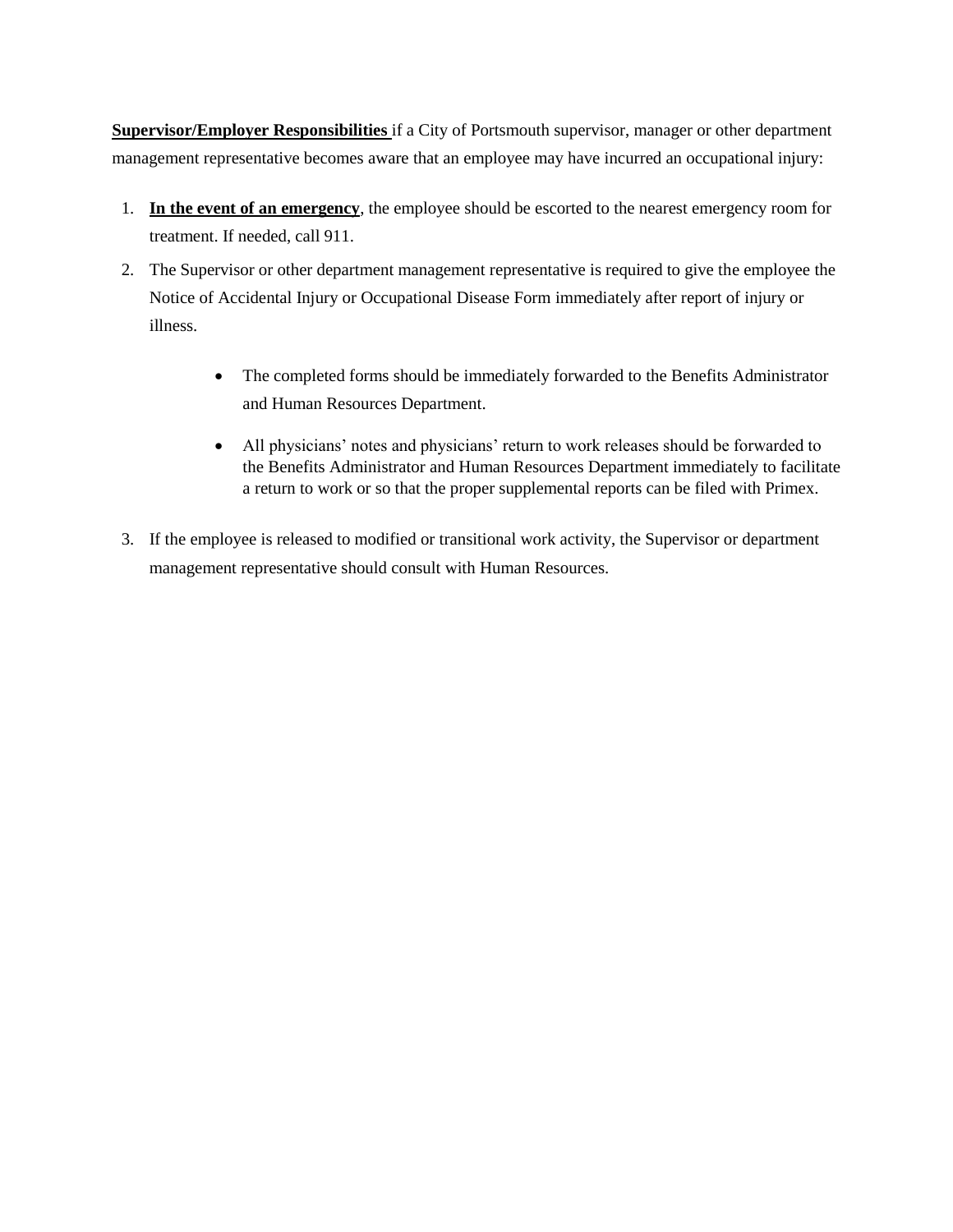**Supervisor/Employer Responsibilities** if a City of Portsmouth supervisor, manager or other department management representative becomes aware that an employee may have incurred an occupational injury:

1. **In the event of an emergency**, the employee should be escorted to the nearest emergency room for treatment. If needed, call 911.
2. The Supervisor or other department management representative is required to give the employee the Notice of Accidental Injury or Occupational Disease Form immediately after report of injury or illness.
   - The completed forms should be immediately forwarded to the Benefits Administrator and Human Resources Department.
   - All physicians' notes and physicians' return to work releases should be forwarded to the Benefits Administrator and Human Resources Department immediately to facilitate a return to work or so that the proper supplemental reports can be filed with Primex.
3. If the employee is released to modified or transitional work activity, the Supervisor or department management representative should consult with Human Resources.